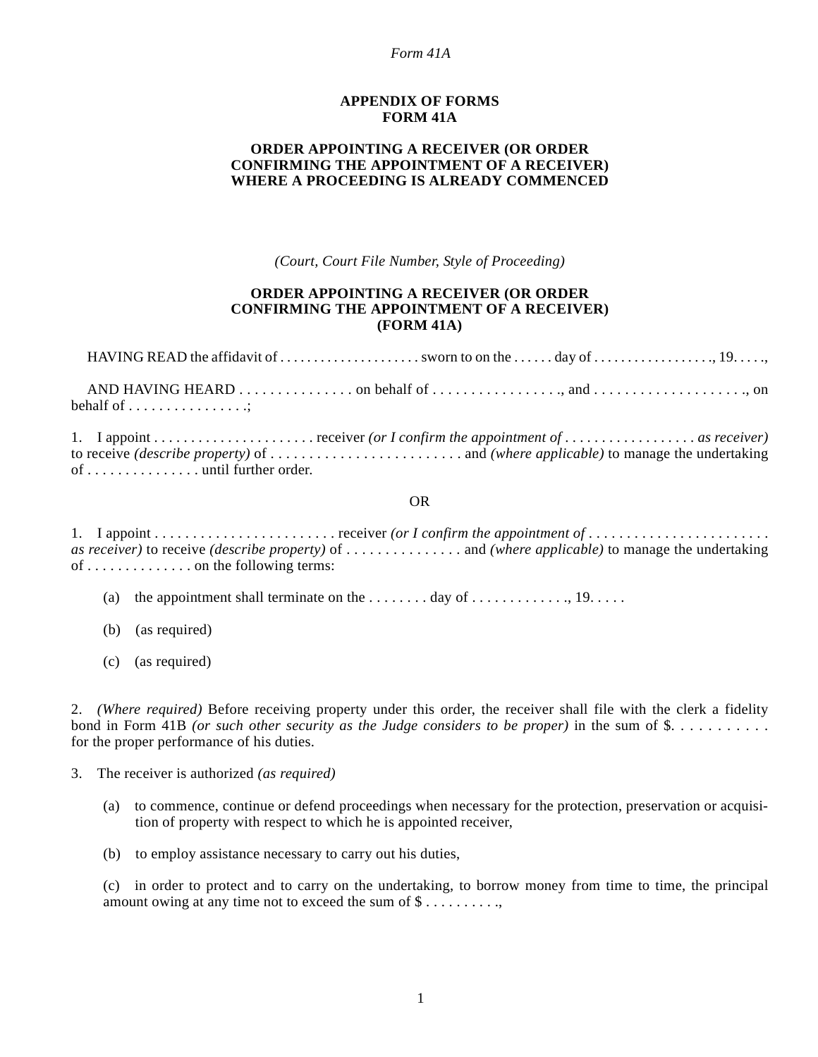## APPENDIX OF FORMS
## FORM 41A

### ORDER APPOINTING A RECEIVER (OR ORDER CONFIRMING THE APPOINTMENT OF A RECEIVER) WHERE A PROCEEDING IS ALREADY COMMENCED

*(Court, Court File Number, Style of Proceeding)*

### ORDER APPOINTING A RECEIVER (OR ORDER CONFIRMING THE APPOINTMENT OF A RECEIVER) (FORM 41A)

HAVING READ the affidavit of . . . . . . . . . . . . . . . . . . . . sworn to on the . . . . . . day of . . . . . . . . . . . . . . . . ., 19. . . . .,

AND HAVING HEARD . . . . . . . . . . . . . . . on behalf of . . . . . . . . . . . . . . . . ., and . . . . . . . . . . . . . . . . . . . ., on behalf of . . . . . . . . . . . . . . . .;

1. I appoint . . . . . . . . . . . . . . . . . . . . . . receiver *(or I confirm the appointment of . . . . . . . . . . . . . . . . . . as receiver)* to receive *(describe property)* of . . . . . . . . . . . . . . . . . . . . . . . . . and *(where applicable)* to manage the undertaking of . . . . . . . . . . . . . . . until further order.

OR

1. I appoint . . . . . . . . . . . . . . . . . . . . . . . . receiver *(or I confirm the appointment of . . . . . . . . . . . . . . . . . . . . . . . . as receiver)* to receive *(describe property)* of . . . . . . . . . . . . . . . and *(where applicable)* to manage the undertaking of . . . . . . . . . . . . . . on the following terms:

   (a) the appointment shall terminate on the . . . . . . . . day of . . . . . . . . . . . . ., 19. . . . .

   (b) (as required)

   (c) (as required)

2. *(Where required)* Before receiving property under this order, the receiver shall file with the clerk a fidelity bond in Form 41B *(or such other security as the Judge considers to be proper)* in the sum of $. . . . . . . . . . . for the proper performance of his duties.

3. The receiver is authorized *(as required)*

   (a) to commence, continue or defend proceedings when necessary for the protection, preservation or acquisition of property with respect to which he is appointed receiver,

   (b) to employ assistance necessary to carry out his duties,

   (c) in order to protect and to carry on the undertaking, to borrow money from time to time, the principal amount owing at any time not to exceed the sum of $ . . . . . . . . . .,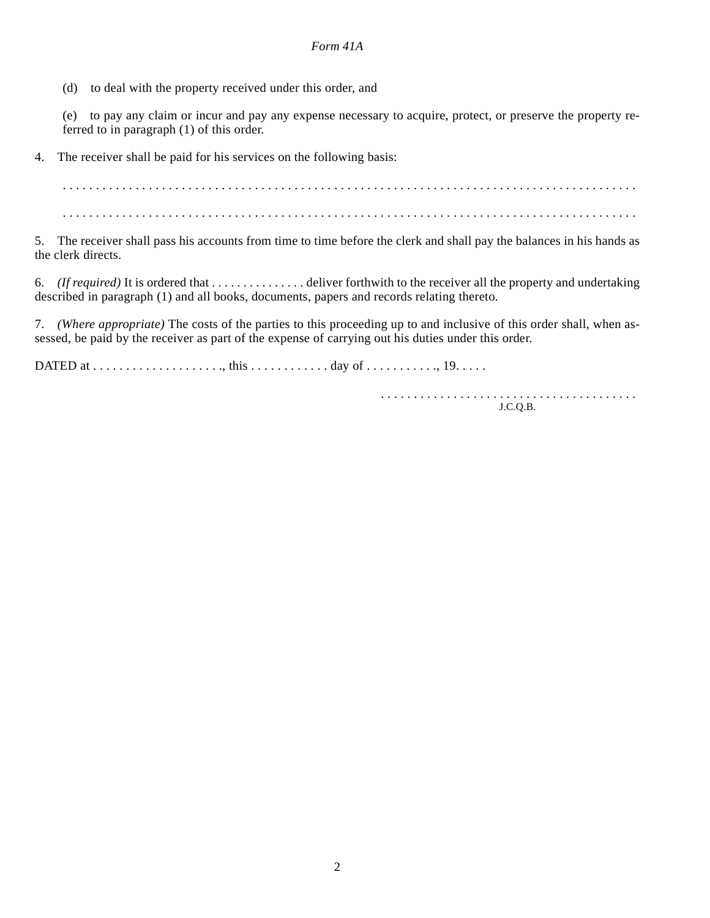(d) to deal with the property received under this order, and

(e) to pay any claim or incur and pay any expense necessary to acquire, protect, or preserve the property referred to in paragraph (1) of this order.

4. The receiver shall be paid for his services on the following basis:

. . . . . . . . . . . . . . . . . . . . . . . . . . . . . . . . . . . . . . . . . . . . . . . . . . . . . . . . . . . . . . . . . . . . . . . . . . . . . . . . . . . . . .

. . . . . . . . . . . . . . . . . . . . . . . . . . . . . . . . . . . . . . . . . . . . . . . . . . . . . . . . . . . . . . . . . . . . . . . . . . . . . . . . . . . . . .

5. The receiver shall pass his accounts from time to time before the clerk and shall pay the balances in his hands as the clerk directs.

6. *(If required)* It is ordered that . . . . . . . . . . . . . . . deliver forthwith to the receiver all the property and undertaking described in paragraph (1) and all books, documents, papers and records relating thereto.

7. *(Where appropriate)* The costs of the parties to this proceeding up to and inclusive of this order shall, when assessed, be paid by the receiver as part of the expense of carrying out his duties under this order.

DATED at . . . . . . . . . . . . . . . . . . . ., this . . . . . . . . . . . . day of . . . . . . . . . . ., 19. . . . .

. . . . . . . . . . . . . . . . . . . . . . . . . . . . . . . . . . . . . . .
J.C.Q.B.